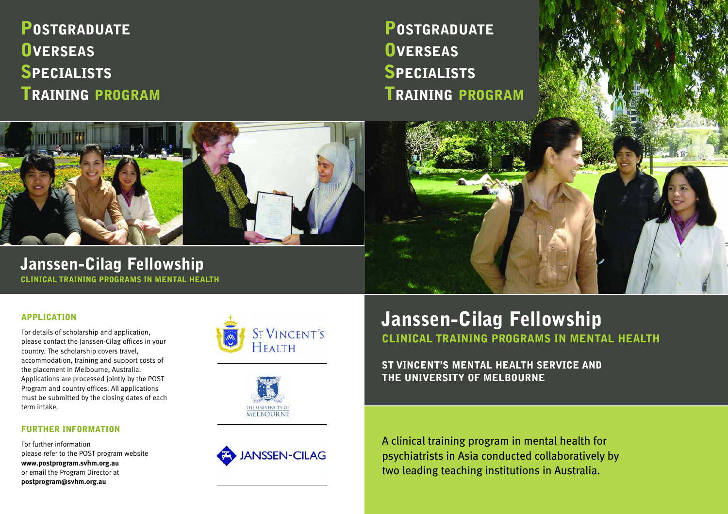# Postgraduate Overseas Specialists Training program

## Janssen-Cilag Fellowship

**CLINICAL TRAINING PROGRAMS IN MENTAL HEALTH**

### APPLICATION

For details of scholarship and application, please contact the Janssen-Cilag offices in your country. The scholarship covers travel, accommodation, training and support costs of the placement in Melbourne, Australia. Applications are processed jointly by the POST Program and country offices. All applications must be submitted by the closing dates of each term intake.

### FURTHER INFORMATION

For further information please refer to the POST program website **www.postprogram.svhm.org.au** or email the Program Director at **postprogram@svhm.org.au**

ST VINCENT'S HEALTH

THE UNIVERSITY OF MELBOURNE

JANSSEN-CILAG

# Postgraduate Overseas Specialists Training program

## Janssen-Cilag Fellowship

**CLINICAL TRAINING PROGRAMS IN MENTAL HEALTH**

**ST VINCENT'S MENTAL HEALTH SERVICE AND THE UNIVERSITY OF MELBOURNE**

A clinical training program in mental health for psychiatrists in Asia conducted collaboratively by two leading teaching institutions in Australia.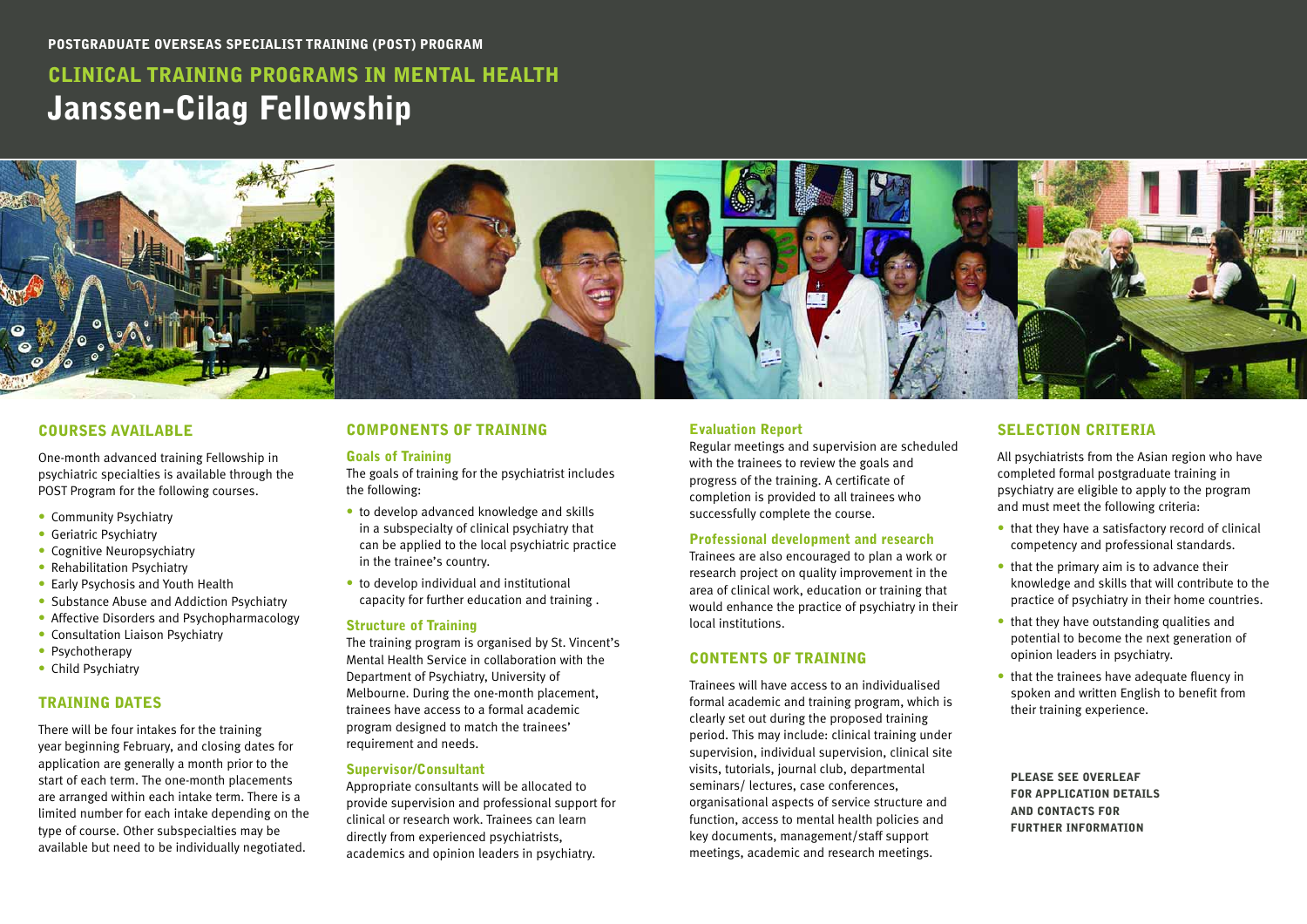POSTGRADUATE OVERSEAS SPECIALIST TRAINING (POST) PROGRAM

## CLINICAL TRAINING PROGRAMS IN MENTAL HEALTH

# Janssen-Cilag Fellowship

## COURSES AVAILABLE

One-month advanced training Fellowship in psychiatric specialties is available through the POST Program for the following courses.

- Community Psychiatry
- Geriatric Psychiatry
- Cognitive Neuropsychiatry
- Rehabilitation Psychiatry
- Early Psychosis and Youth Health
- Substance Abuse and Addiction Psychiatry
- Affective Disorders and Psychopharmacology
- Consultation Liaison Psychiatry
- Psychotherapy
- Child Psychiatry

## TRAINING DATES

There will be four intakes for the training year beginning February, and closing dates for application are generally a month prior to the start of each term. The one-month placements are arranged within each intake term. There is a limited number for each intake depending on the type of course. Other subspecialties may be available but need to be individually negotiated.

## COMPONENTS OF TRAINING

### Goals of Training

The goals of training for the psychiatrist includes the following:

- to develop advanced knowledge and skills in a subspecialty of clinical psychiatry that can be applied to the local psychiatric practice in the trainee's country.
- to develop individual and institutional capacity for further education and training .

### Structure of Training

The training program is organised by St. Vincent's Mental Health Service in collaboration with the Department of Psychiatry, University of Melbourne. During the one-month placement, trainees have access to a formal academic program designed to match the trainees' requirement and needs.

### Supervisor/Consultant

Appropriate consultants will be allocated to provide supervision and professional support for clinical or research work. Trainees can learn directly from experienced psychiatrists, academics and opinion leaders in psychiatry.

### Evaluation Report

Regular meetings and supervision are scheduled with the trainees to review the goals and progress of the training. A certificate of completion is provided to all trainees who successfully complete the course.

### Professional development and research

Trainees are also encouraged to plan a work or research project on quality improvement in the area of clinical work, education or training that would enhance the practice of psychiatry in their local institutions.

## CONTENTS OF TRAINING

Trainees will have access to an individualised formal academic and training program, which is clearly set out during the proposed training period. This may include: clinical training under supervision, individual supervision, clinical site visits, tutorials, journal club, departmental seminars/ lectures, case conferences, organisational aspects of service structure and function, access to mental health policies and key documents, management/staff support meetings, academic and research meetings.

## SELECTION CRITERIA

All psychiatrists from the Asian region who have completed formal postgraduate training in psychiatry are eligible to apply to the program and must meet the following criteria:

- that they have a satisfactory record of clinical competency and professional standards.
- that the primary aim is to advance their knowledge and skills that will contribute to the practice of psychiatry in their home countries.
- that they have outstanding qualities and potential to become the next generation of opinion leaders in psychiatry.
- that the trainees have adequate fluency in spoken and written English to benefit from their training experience.

**PLEASE SEE OVERLEAF FOR APPLICATION DETAILS AND CONTACTS FOR FURTHER INFORMATION**